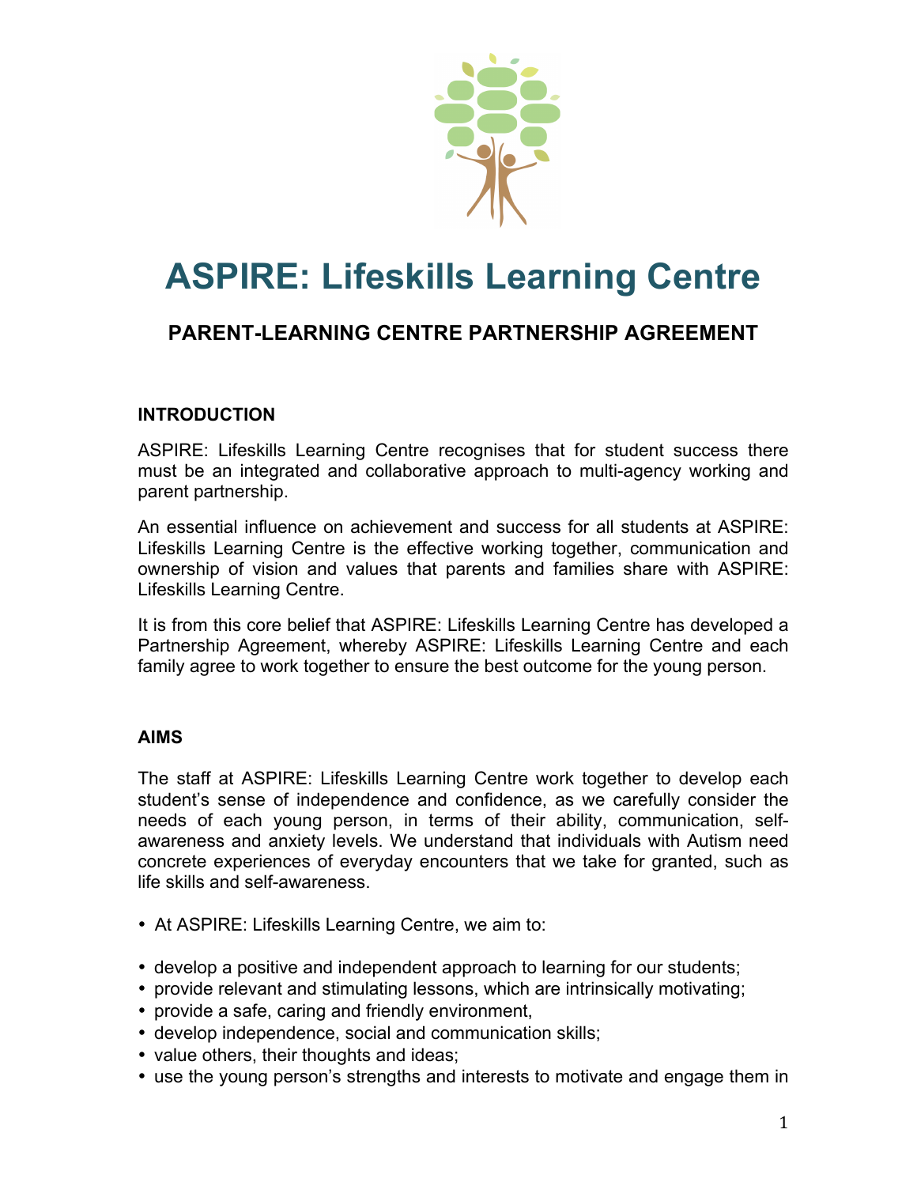# ASPIRE: Lifeskills Learning Centre

## PARENT-LEARNING CENTRE PARTNERSHIP AGREEMENT

### INTRODUCTION

ASPIRE: Lifeskills Learning Centre recognises that for student success there must be an integrated and collaborative approach to multi-agency working and parent partnership.

An essential influence on achievement and success for all students at ASPIRE: Lifeskills Learning Centre is the effective working together, communication and ownership of vision and values that parents and families share with ASPIRE: Lifeskills Learning Centre.

It is from this core belief that ASPIRE: Lifeskills Learning Centre has developed a Partnership Agreement, whereby ASPIRE: Lifeskills Learning Centre and each family agree to work together to ensure the best outcome for the young person.

### AIMS

The staff at ASPIRE: Lifeskills Learning Centre work together to develop each student's sense of independence and confidence, as we carefully consider the needs of each young person, in terms of their ability, communication, self-awareness and anxiety levels. We understand that individuals with Autism need concrete experiences of everyday encounters that we take for granted, such as life skills and self-awareness.

- At ASPIRE: Lifeskills Learning Centre, we aim to:

- develop a positive and independent approach to learning for our students;
- provide relevant and stimulating lessons, which are intrinsically motivating;
- provide a safe, caring and friendly environment,
- develop independence, social and communication skills;
- value others, their thoughts and ideas;
- use the young person's strengths and interests to motivate and engage them in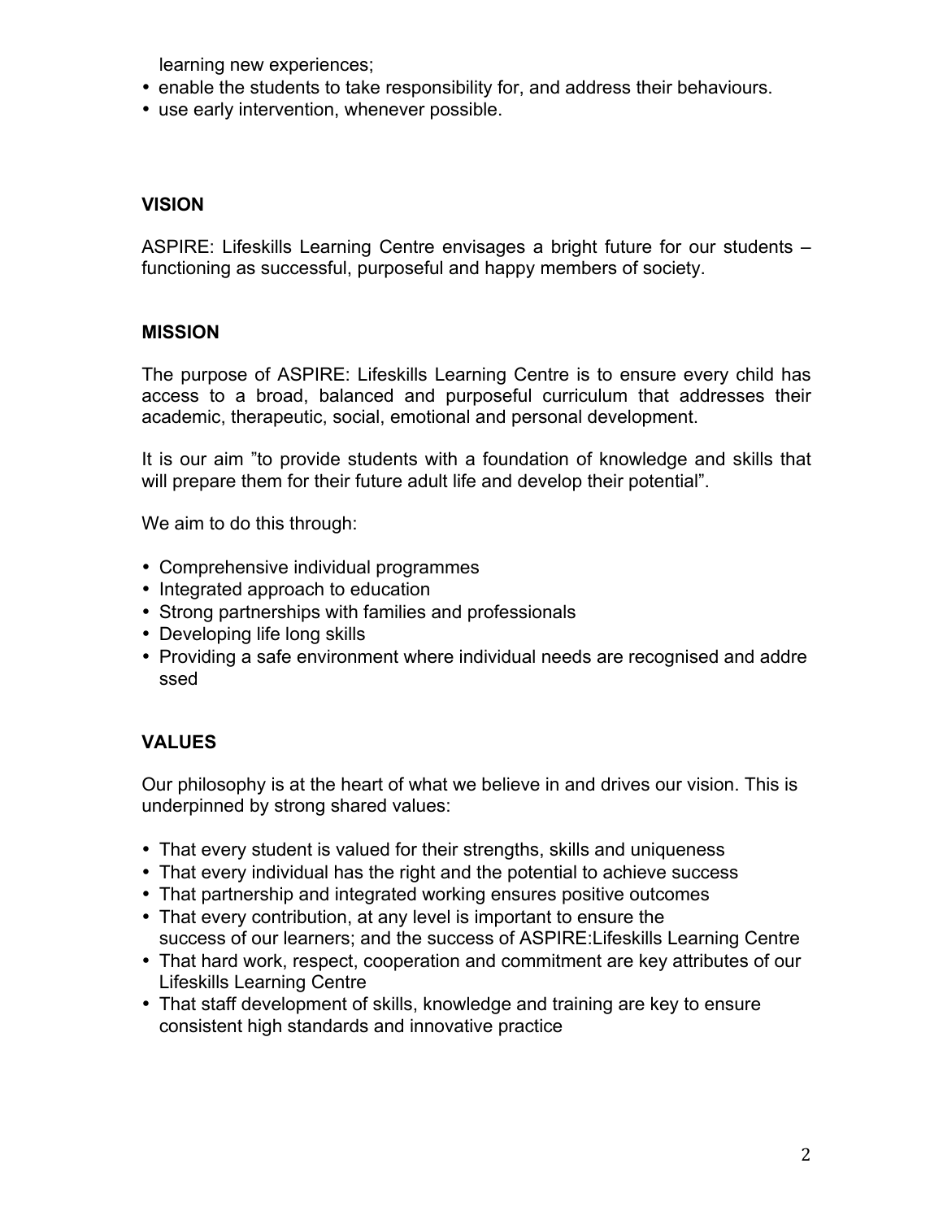learning new experiences;

- enable the students to take responsibility for, and address their behaviours.
- use early intervention, whenever possible.

**VISION**

ASPIRE: Lifeskills Learning Centre envisages a bright future for our students – functioning as successful, purposeful and happy members of society.

**MISSION**

The purpose of ASPIRE: Lifeskills Learning Centre is to ensure every child has access to a broad, balanced and purposeful curriculum that addresses their academic, therapeutic, social, emotional and personal development.

It is our aim "to provide students with a foundation of knowledge and skills that will prepare them for their future adult life and develop their potential".

We aim to do this through:

- Comprehensive individual programmes
- Integrated approach to education
- Strong partnerships with families and professionals
- Developing life long skills
- Providing a safe environment where individual needs are recognised and addressed

**VALUES**

Our philosophy is at the heart of what we believe in and drives our vision. This is underpinned by strong shared values:

- That every student is valued for their strengths, skills and uniqueness
- That every individual has the right and the potential to achieve success
- That partnership and integrated working ensures positive outcomes
- That every contribution, at any level is important to ensure the success of our learners; and the success of ASPIRE:Lifeskills Learning Centre
- That hard work, respect, cooperation and commitment are key attributes of our Lifeskills Learning Centre
- That staff development of skills, knowledge and training are key to ensure consistent high standards and innovative practice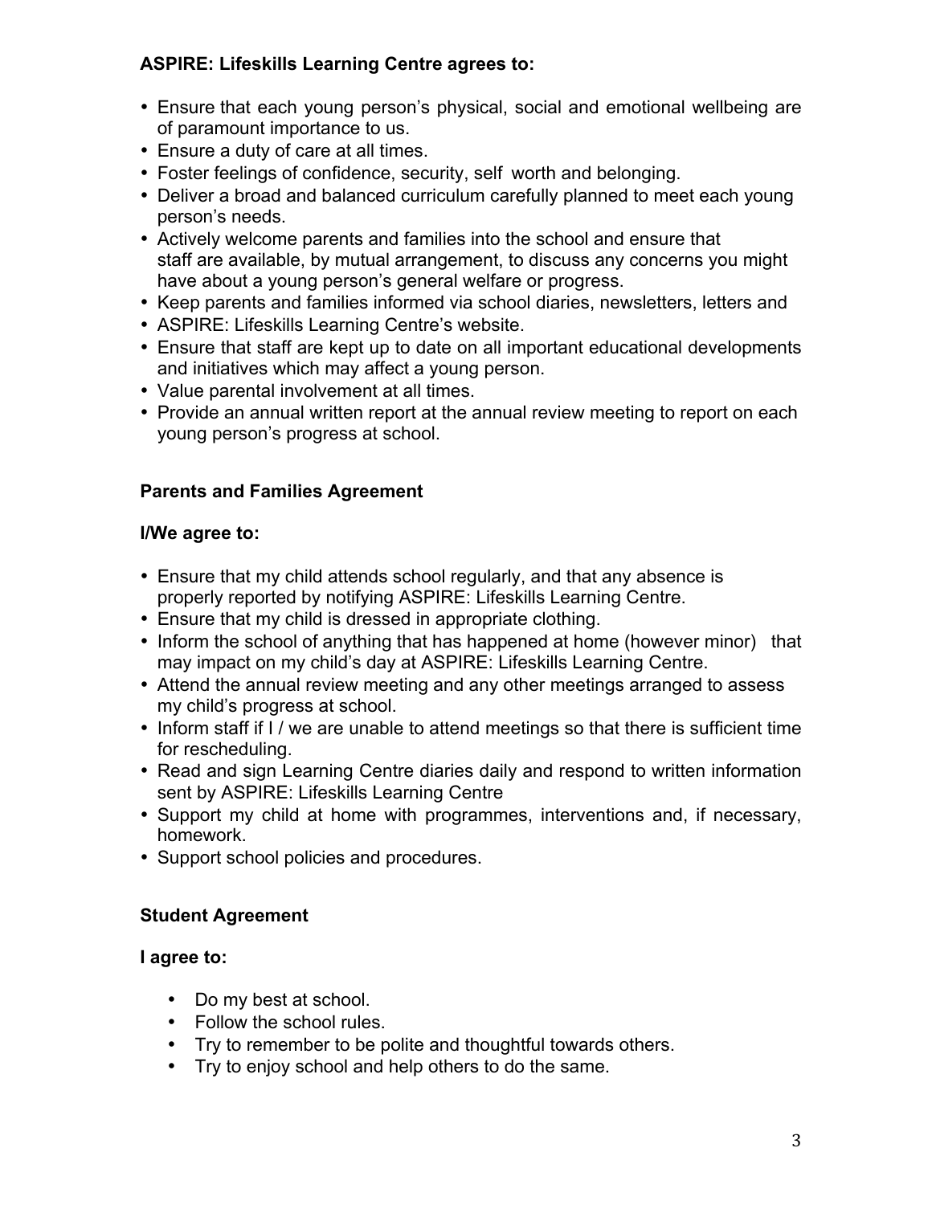**ASPIRE: Lifeskills Learning Centre agrees to:**

- Ensure that each young person's physical, social and emotional wellbeing are of paramount importance to us.
- Ensure a duty of care at all times.
- Foster feelings of confidence, security, self worth and belonging.
- Deliver a broad and balanced curriculum carefully planned to meet each young person's needs.
- Actively welcome parents and families into the school and ensure that staff are available, by mutual arrangement, to discuss any concerns you might have about a young person's general welfare or progress.
- Keep parents and families informed via school diaries, newsletters, letters and
- ASPIRE: Lifeskills Learning Centre's website.
- Ensure that staff are kept up to date on all important educational developments and initiatives which may affect a young person.
- Value parental involvement at all times.
- Provide an annual written report at the annual review meeting to report on each young person's progress at school.

**Parents and Families Agreement**

**I/We agree to:**

- Ensure that my child attends school regularly, and that any absence is properly reported by notifying ASPIRE: Lifeskills Learning Centre.
- Ensure that my child is dressed in appropriate clothing.
- Inform the school of anything that has happened at home (however minor) that may impact on my child's day at ASPIRE: Lifeskills Learning Centre.
- Attend the annual review meeting and any other meetings arranged to assess my child's progress at school.
- Inform staff if I / we are unable to attend meetings so that there is sufficient time for rescheduling.
- Read and sign Learning Centre diaries daily and respond to written information sent by ASPIRE: Lifeskills Learning Centre
- Support my child at home with programmes, interventions and, if necessary, homework.
- Support school policies and procedures.

**Student Agreement**

**I agree to:**

- Do my best at school.
- Follow the school rules.
- Try to remember to be polite and thoughtful towards others.
- Try to enjoy school and help others to do the same.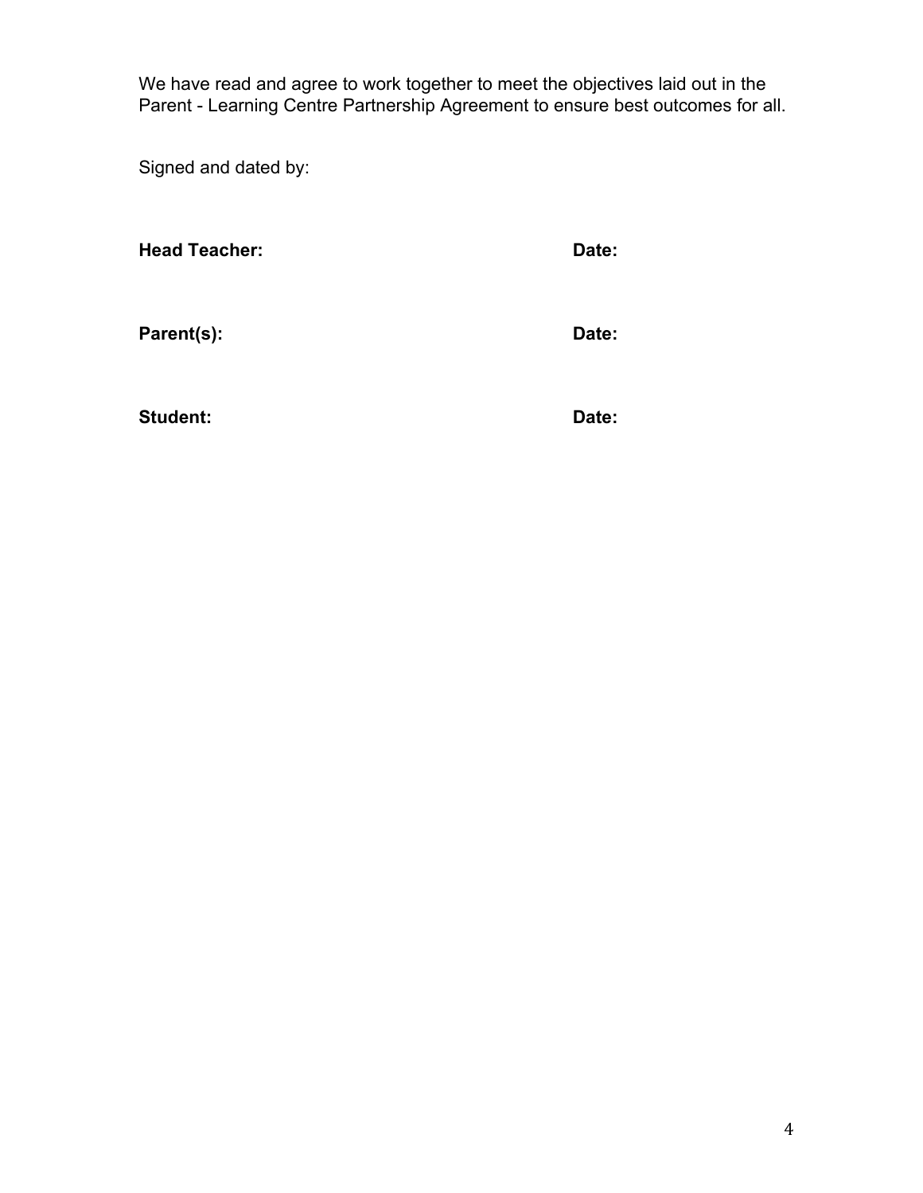We have read and agree to work together to meet the objectives laid out in the Parent - Learning Centre Partnership Agreement to ensure best outcomes for all.

Signed and dated by:

**Head Teacher:** **Date:**

**Parent(s):** **Date:**

**Student:** **Date:**